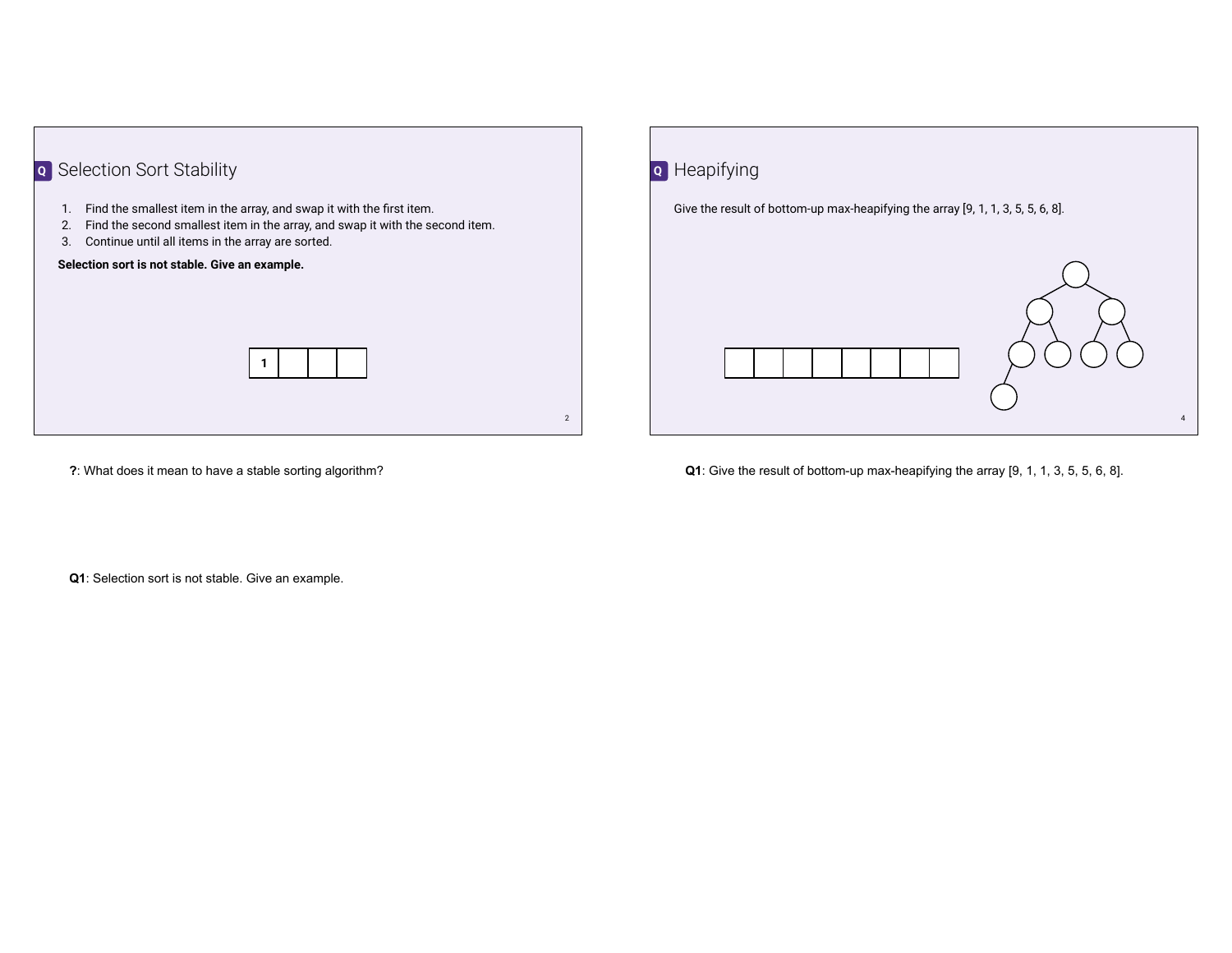## Selection Sort Stability

1. Find the smallest item in the array, and swap it with the first item.
2. Find the second smallest item in the array, and swap it with the second item.
3. Continue until all items in the array are sorted.

**Selection sort is not stable. Give an example.**

| 1 | | | |
|---|---|---|---|

**?**: What does it mean to have a stable sorting algorithm?

**Q1**: Selection sort is not stable. Give an example.

## Heapifying

Give the result of bottom-up max-heapifying the array [9, 1, 1, 3, 5, 5, 6, 8].

| | | | | | | | |
|---|---|---|---|---|---|---|---|

**Q1**: Give the result of bottom-up max-heapifying the array [9, 1, 1, 3, 5, 5, 6, 8].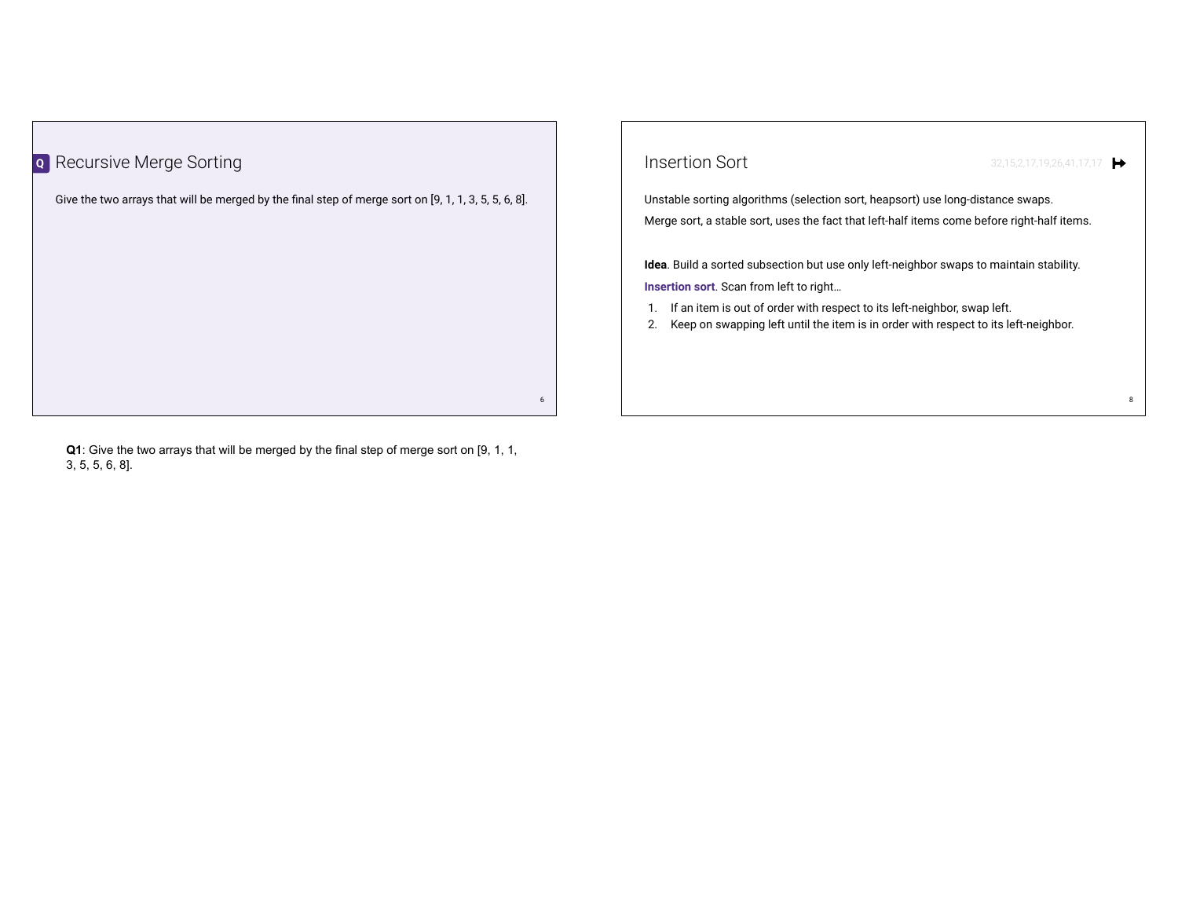## Q Recursive Merge Sorting

Give the two arrays that will be merged by the final step of merge sort on [9, 1, 1, 3, 5, 5, 6, 8].

## Insertion Sort

32,15,2,17,19,26,41,17,17

Unstable sorting algorithms (selection sort, heapsort) use long-distance swaps.

Merge sort, a stable sort, uses the fact that left-half items come before right-half items.

**Idea**. Build a sorted subsection but use only left-neighbor swaps to maintain stability.

**Insertion sort**. Scan from left to right…

1. If an item is out of order with respect to its left-neighbor, swap left.
2. Keep on swapping left until the item is in order with respect to its left-neighbor.

**Q1**: Give the two arrays that will be merged by the final step of merge sort on [9, 1, 1, 3, 5, 5, 6, 8].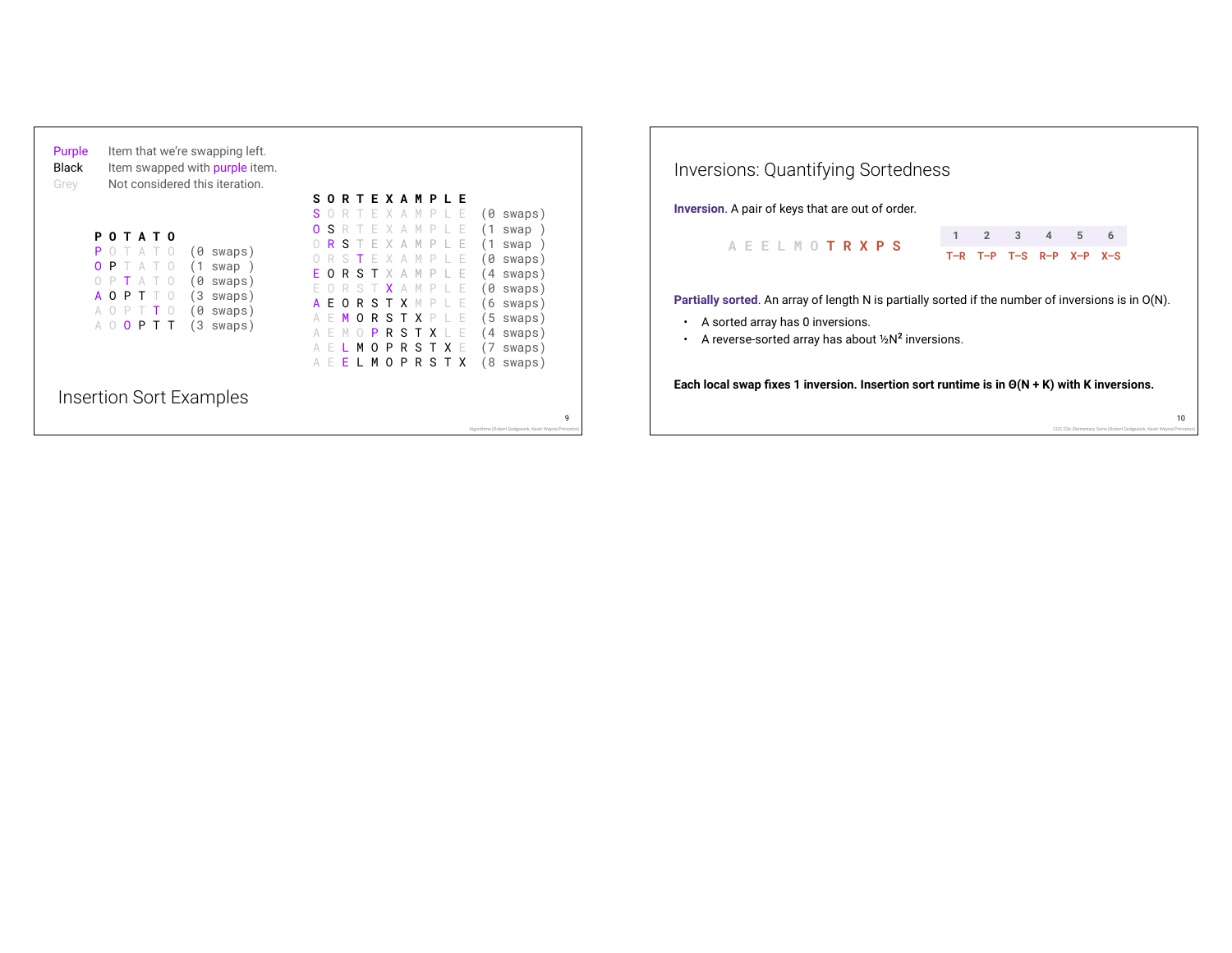## Insertion Sort Examples

Purple — Item that we're swapping left.
Black — Item swapped with purple item.
Grey — Not considered this iteration.

```
P O T A T O
P O T A T O   (0 swaps)
O P T A T O   (1 swap )
O P T A T O   (0 swaps)
A O P T T O   (3 swaps)
A O P T T O   (0 swaps)
A O O P T T   (3 swaps)
```

```
S O R T E X A M P L E
S O R T E X A M P L E   (0 swaps)
O S R T E X A M P L E   (1 swap )
O R S T E X A M P L E   (1 swap )
O R S T E X A M P L E   (0 swaps)
E O R S T X A M P L E   (4 swaps)
E O R S T X A M P L E   (0 swaps)
A E O R S T X M P L E   (6 swaps)
A E M O R S T X P L E   (5 swaps)
A E M O P R S T X L E   (4 swaps)
A E L M O P R S T X E   (7 swaps)
A E E L M O P R S T X   (8 swaps)
```

## Inversions: Quantifying Sortedness

**Inversion**. A pair of keys that are out of order.

A E E L M O **T R X P S**

| 1 | 2 | 3 | 4 | 5 | 6 |
|---|---|---|---|---|---|
| T–R | T–P | T–S | R–P | X–P | X–S |

**Partially sorted**. An array of length N is partially sorted if the number of inversions is in O(N).

- A sorted array has 0 inversions.
- A reverse-sorted array has about $\frac{1}{2}N^2$ inversions.

**Each local swap fixes 1 inversion. Insertion sort runtime is in $\Theta(N + K)$ with K inversions.**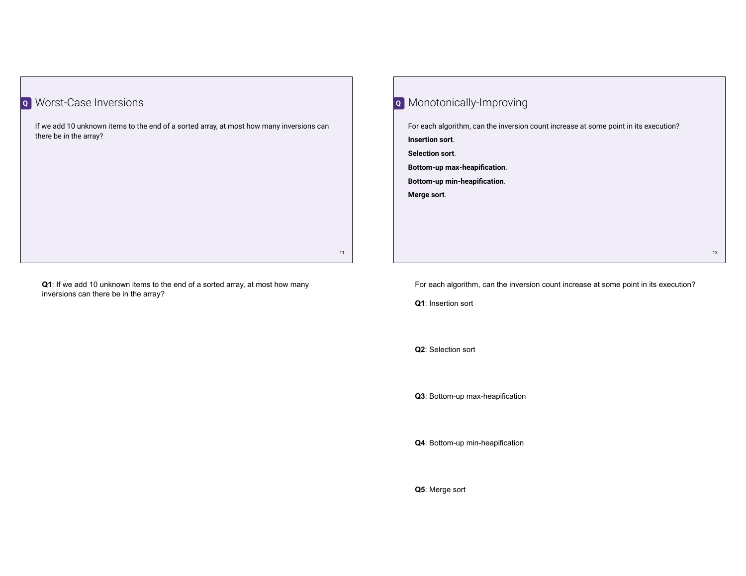## Q Worst-Case Inversions

If we add 10 unknown items to the end of a sorted array, at most how many inversions can there be in the array?

**Q1**: If we add 10 unknown items to the end of a sorted array, at most how many inversions can there be in the array?

## Q Monotonically-Improving

For each algorithm, can the inversion count increase at some point in its execution?

**Insertion sort**.

**Selection sort**.

**Bottom-up max-heapification**.

**Bottom-up min-heapification**.

**Merge sort**.

For each algorithm, can the inversion count increase at some point in its execution?

**Q1**: Insertion sort

**Q2**: Selection sort

**Q3**: Bottom-up max-heapification

**Q4**: Bottom-up min-heapification

**Q5**: Merge sort